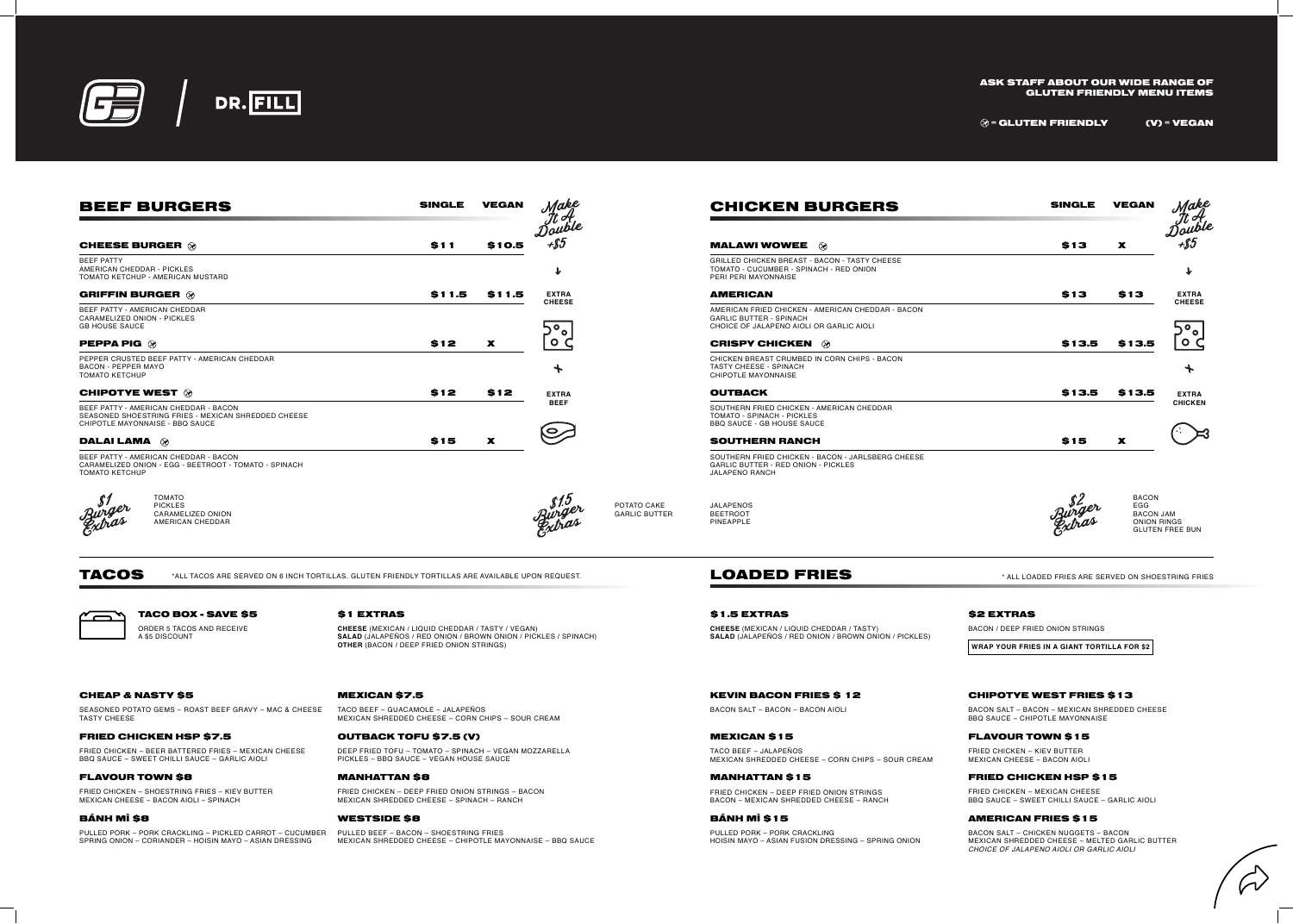DR. FILL

**ASK STAFF ABOUT OUR WIDE RANGE OF GLUTEN FRIENDLY MENU ITEMS**

⊗ = GLUTEN FRIENDLY (V) = VEGAN

## BEEF BURGERS

| | SINGLE | VEGAN |
|---|---|---|
| **CHEESE BURGER ⊗** | $11 | $10.5 |
| BEEF PATTY<br>AMERICAN CHEDDAR - PICKLES<br>TOMATO KETCHUP - AMERICAN MUSTARD | | |
| **GRIFFIN BURGER ⊗** | $11.5 | $11.5 |
| BEEF PATTY - AMERICAN CHEDDAR<br>CARAMELIZED ONION - PICKLES<br>GB HOUSE SAUCE | | |
| **PEPPA PIG ⊗** | $12 | X |
| PEPPER CRUSTED BEEF PATTY - AMERICAN CHEDDAR<br>BACON - PEPPER MAYO<br>TOMATO KETCHUP | | |
| **CHIPOTYE WEST ⊗** | $12 | $12 |
| BEEF PATTY - AMERICAN CHEDDAR - BACON<br>SEASONED SHOESTRING FRIES - MEXICAN SHREDDED CHEESE<br>CHIPOTLE MAYONNAISE - BBQ SAUCE | | |
| **DALAI LAMA ⊗** | $15 | X |
| BEEF PATTY - AMERICAN CHEDDAR - BACON<br>CARAMELIZED ONION - EGG - BEETROOT - TOMATO - SPINACH<br>TOMATO KETCHUP | | |

*Make It A Double* +$5 — EXTRA CHEESE + EXTRA BEEF

**$1 Burger Extras:** TOMATO, PICKLES, CARAMELIZED ONION, AMERICAN CHEDDAR

**$1.5 Burger Extras:** POTATO CAKE, GARLIC BUTTER, JALAPENOS, BEETROOT, PINEAPPLE

## CHICKEN BURGERS

| | SINGLE | VEGAN |
|---|---|---|
| **MALAWI WOWEE ⊗** | $13 | X |
| GRILLED CHICKEN BREAST - BACON - TASTY CHEESE<br>TOMATO - CUCUMBER - SPINACH - RED ONION<br>PERI PERI MAYONNAISE | | |
| **AMERICAN** | $13 | $13 |
| AMERICAN FRIED CHICKEN - AMERICAN CHEDDAR - BACON<br>GARLIC BUTTER - SPINACH<br>CHOICE OF JALAPENO AIOLI OR GARLIC AIOLI | | |
| **CRISPY CHICKEN ⊗** | $13.5 | $13.5 |
| CHICKEN BREAST CRUMBED IN CORN CHIPS - BACON<br>TASTY CHEESE - SPINACH<br>CHIPOTLE MAYONNAISE | | |
| **OUTBACK** | $13.5 | $13.5 |
| SOUTHERN FRIED CHICKEN - AMERICAN CHEDDAR<br>TOMATO - SPINACH - PICKLES<br>BBQ SAUCE - GB HOUSE SAUCE | | |
| **SOUTHERN RANCH** | $15 | X |
| SOUTHERN FRIED CHICKEN - BACON - JARLSBERG CHEESE<br>GARLIC BUTTER - RED ONION - PICKLES<br>JALAPENO RANCH | | |

*Make It A Double* +$5 — EXTRA CHEESE + EXTRA CHICKEN

**$2 Burger Extras:** BACON, EGG, BACON JAM, ONION RINGS, GLUTEN FREE BUN

## TACOS

*ALL TACOS ARE SERVED ON 6 INCH TORTILLAS. GLUTEN FRIENDLY TORTILLAS ARE AVAILABLE UPON REQUEST.

### TACO BOX - SAVE $5

ORDER 5 TACOS AND RECEIVE A $5 DISCOUNT

### $1 EXTRAS

**CHEESE** (MEXICAN / LIQUID CHEDDAR / TASTY / VEGAN)
**SALAD** (JALAPEÑOS / RED ONION / BROWN ONION / PICKLES / SPINACH)
**OTHER** (BACON / DEEP FRIED ONION STRINGS)

### CHEAP & NASTY $5

SEASONED POTATO GEMS – ROAST BEEF GRAVY – MAC & CHEESE TASTY CHEESE

### FRIED CHICKEN HSP $7.5

FRIED CHICKEN – BEER BATTERED FRIES – MEXICAN CHEESE BBQ SAUCE – SWEET CHILLI SAUCE – GARLIC AIOLI

### FLAVOUR TOWN $8

FRIED CHICKEN – SHOESTRING FRIES – KIEV BUTTER MEXICAN CHEESE – BACON AIOLI – SPINACH

### BÁNH MÌ $8

PULLED PORK – PORK CRACKLING – PICKLED CARROT – CUCUMBER SPRING ONION – CORIANDER – HOISIN MAYO – ASIAN DRESSING

### MEXICAN $7.5

TACO BEEF – GUACAMOLE – JALAPEÑOS MEXICAN SHREDDED CHEESE – CORN CHIPS – SOUR CREAM

### OUTBACK TOFU $7.5 (V)

DEEP FRIED TOFU – TOMATO – SPINACH – VEGAN MOZZARELLA PICKLES – BBQ SAUCE – VEGAN HOUSE SAUCE

### MANHATTAN $8

FRIED CHICKEN – DEEP FRIED ONION STRINGS – BACON MEXICAN SHREDDED CHEESE – SPINACH – RANCH

### WESTSIDE $8

PULLED BEEF – BACON – SHOESTRING FRIES MEXICAN SHREDDED CHEESE – CHIPOTLE MAYONNAISE – BBQ SAUCE

## LOADED FRIES

* ALL LOADED FRIES ARE SERVED ON SHOESTRING FRIES

### $1.5 EXTRAS

**CHEESE** (MEXICAN / LIQUID CHEDDAR / TASTY)
**SALAD** (JALAPEÑOS / RED ONION / BROWN ONION / PICKLES)

### $2 EXTRAS

BACON / DEEP FRIED ONION STRINGS

**WRAP YOUR FRIES IN A GIANT TORTILLA FOR $2**

### KEVIN BACON FRIES $ 12

BACON SALT – BACON – BACON AIOLI

### MEXICAN $15

TACO BEEF – JALAPEÑOS MEXICAN SHREDDED CHEESE – CORN CHIPS – SOUR CREAM

### MANHATTAN $15

FRIED CHICKEN – DEEP FRIED ONION STRINGS BACON – MEXICAN SHREDDED CHEESE – RANCH

### BÁNH MÌ $15

PULLED PORK – PORK CRACKLING HOISIN MAYO – ASIAN FUSION DRESSING – SPRING ONION

### CHIPOTYE WEST FRIES $13

BACON SALT – BACON – MEXICAN SHREDDED CHEESE BBQ SAUCE – CHIPOTLE MAYONNAISE

### FLAVOUR TOWN $15

FRIED CHICKEN – KIEV BUTTER MEXICAN CHEESE – BACON AIOLI

### FRIED CHICKEN HSP $15

FRIED CHICKEN – MEXICAN CHEESE BBQ SAUCE – SWEET CHILLI SAUCE – GARLIC AIOLI

### AMERICAN FRIES $15

BACON SALT – CHICKEN NUGGETS – BACON MEXICAN SHREDDED CHEESE – MELTED GARLIC BUTTER
*CHOICE OF JALAPENO AIOLI OR GARLIC AIOLI*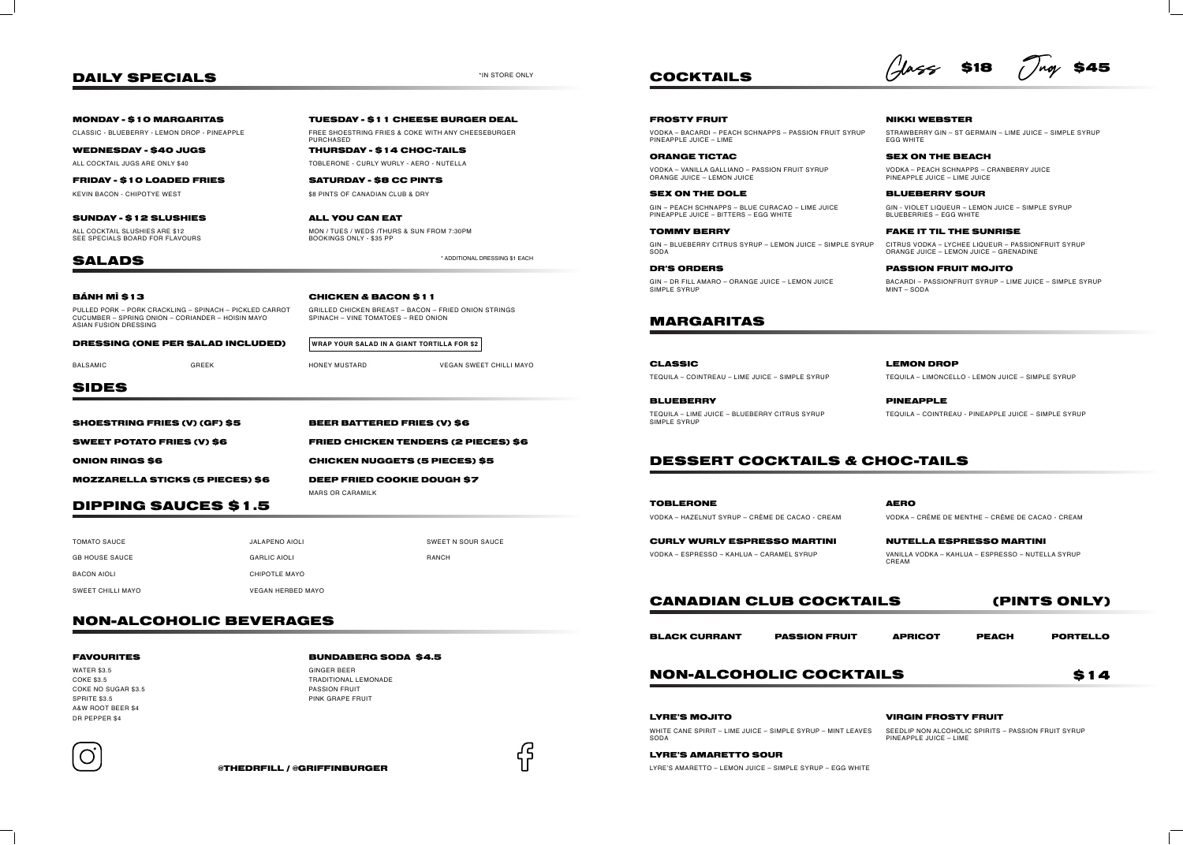## DAILY SPECIALS

*IN STORE ONLY

### MONDAY - $10 MARGARITAS

CLASSIC - BLUEBERRY - LEMON DROP - PINEAPPLE

### TUESDAY - $11 CHEESE BURGER DEAL

FREE SHOESTRING FRIES & COKE WITH ANY CHEESEBURGER PURCHASED

### WEDNESDAY - $40 JUGS

ALL COCKTAIL JUGS ARE ONLY $40

### THURSDAY - $14 CHOC-TAILS

TOBLERONE - CURLY WURLY - AERO - NUTELLA

### FRIDAY - $10 LOADED FRIES

KEVIN BACON - CHIPOTYE WEST

### SATURDAY - $8 CC PINTS

$8 PINTS OF CANADIAN CLUB & DRY

### SUNDAY - $12 SLUSHIES

ALL COCKTAIL SLUSHIES ARE $12
SEE SPECIALS BOARD FOR FLAVOURS

### ALL YOU CAN EAT

MON / TUES / WEDS /THURS & SUN FROM 7:30PM
BOOKINGS ONLY - $35 PP

## SALADS

* ADDITIONAL DRESSING $1 EACH

### BÁNH MÌ $13

PULLED PORK – PORK CRACKLING – SPINACH – PICKLED CARROT CUCUMBER – SPRING ONION – CORIANDER – HOISIN MAYO ASIAN FUSION DRESSING

### CHICKEN & BACON $11

GRILLED CHICKEN BREAST – BACON – FRIED ONION STRINGS SPINACH – VINE TOMATOES – RED ONION

### DRESSING (ONE PER SALAD INCLUDED)

WRAP YOUR SALAD IN A GIANT TORTILLA FOR $2

BALSAMIC — GREEK — HONEY MUSTARD — VEGAN SWEET CHILLI MAYO

## SIDES

- **SHOESTRING FRIES (V) (GF) $5**
- **SWEET POTATO FRIES (V) $6**
- **ONION RINGS $6**
- **MOZZARELLA STICKS (5 PIECES) $6**
- **BEER BATTERED FRIES (V) $6**
- **FRIED CHICKEN TENDERS (2 PIECES) $6**
- **CHICKEN NUGGETS (5 PIECES) $5**
- **DEEP FRIED COOKIE DOUGH $7**
  MARS OR CARAMILK

## DIPPING SAUCES $1.5

- TOMATO SAUCE
- GB HOUSE SAUCE
- BACON AIOLI
- SWEET CHILLI MAYO
- JALAPENO AIOLI
- GARLIC AIOLI
- CHIPOTLE MAYO
- VEGAN HERBED MAYO
- SWEET N SOUR SAUCE
- RANCH

## NON-ALCOHOLIC BEVERAGES

### FAVOURITES

WATER $3.5
COKE $3.5
COKE NO SUGAR $3.5
SPRITE $3.5
A&W ROOT BEER $4
DR PEPPER $4

### BUNDABERG SODA $4.5

GINGER BEER
TRADITIONAL LEMONADE
PASSION FRUIT
PINK GRAPE FRUIT

@THEDRFILL / @GRIFFINBURGER

## COCKTAILS

Glass $18 Jug $45

### FROSTY FRUIT

VODKA – BACARDI – PEACH SCHNAPPS – PASSION FRUIT SYRUP PINEAPPLE JUICE – LIME

### ORANGE TICTAC

VODKA – VANILLA GALLIANO – PASSION FRUIT SYRUP ORANGE JUICE – LEMON JUICE

### SEX ON THE DOLE

GIN – PEACH SCHNAPPS – BLUE CURACAO – LIME JUICE PINEAPPLE JUICE – BITTERS – EGG WHITE

### TOMMY BERRY

GIN – BLUEBERRY CITRUS SYRUP – LEMON JUICE – SIMPLE SYRUP SODA

### DR'S ORDERS

GIN – DR FILL AMARO – ORANGE JUICE – LEMON JUICE SIMPLE SYRUP

### NIKKI WEBSTER

STRAWBERRY GIN – ST GERMAIN – LIME JUICE – SIMPLE SYRUP EGG WHITE

### SEX ON THE BEACH

VODKA – PEACH SCHNAPPS – CRANBERRY JUICE PINEAPPLE JUICE – LIME JUICE

### BLUEBERRY SOUR

GIN - VIOLET LIQUEUR – LEMON JUICE – SIMPLE SYRUP BLUEBERRIES – EGG WHITE

### FAKE IT TIL THE SUNRISE

CITRUS VODKA – LYCHEE LIQUEUR – PASSIONFRUIT SYRUP ORANGE JUICE – LEMON JUICE – GRENADINE

### PASSION FRUIT MOJITO

BACARDI – PASSIONFRUIT SYRUP – LIME JUICE – SIMPLE SYRUP MINT – SODA

## MARGARITAS

### CLASSIC

TEQUILA – COINTREAU – LIME JUICE – SIMPLE SYRUP

### BLUEBERRY

TEQUILA – LIME JUICE – BLUEBERRY CITRUS SYRUP SIMPLE SYRUP

### LEMON DROP

TEQUILA – LIMONCELLO - LEMON JUICE – SIMPLE SYRUP

### PINEAPPLE

TEQUILA – COINTREAU - PINEAPPLE JUICE – SIMPLE SYRUP

## DESSERT COCKTAILS & CHOC-TAILS

### TOBLERONE

VODKA – HAZELNUT SYRUP – CRÈME DE CACAO - CREAM

### CURLY WURLY ESPRESSO MARTINI

VODKA – ESPRESSO – KAHLUA – CARAMEL SYRUP

### AERO

VODKA – CRÈME DE MENTHE – CRÈME DE CACAO - CREAM

### NUTELLA ESPRESSO MARTINI

VANILLA VODKA – KAHLUA – ESPRESSO – NUTELLA SYRUP CREAM

## CANADIAN CLUB COCKTAILS (PINTS ONLY)

BLACK CURRANT — PASSION FRUIT — APRICOT — PEACH — PORTELLO

## NON-ALCOHOLIC COCKTAILS $14

### LYRE'S MOJITO

WHITE CANE SPIRIT – LIME JUICE – SIMPLE SYRUP – MINT LEAVES SODA

### LYRE'S AMARETTO SOUR

LYRE'S AMARETTO – LEMON JUICE – SIMPLE SYRUP – EGG WHITE

### VIRGIN FROSTY FRUIT

SEEDLIP NON ALCOHOLIC SPIRITS – PASSION FRUIT SYRUP PINEAPPLE JUICE – LIME